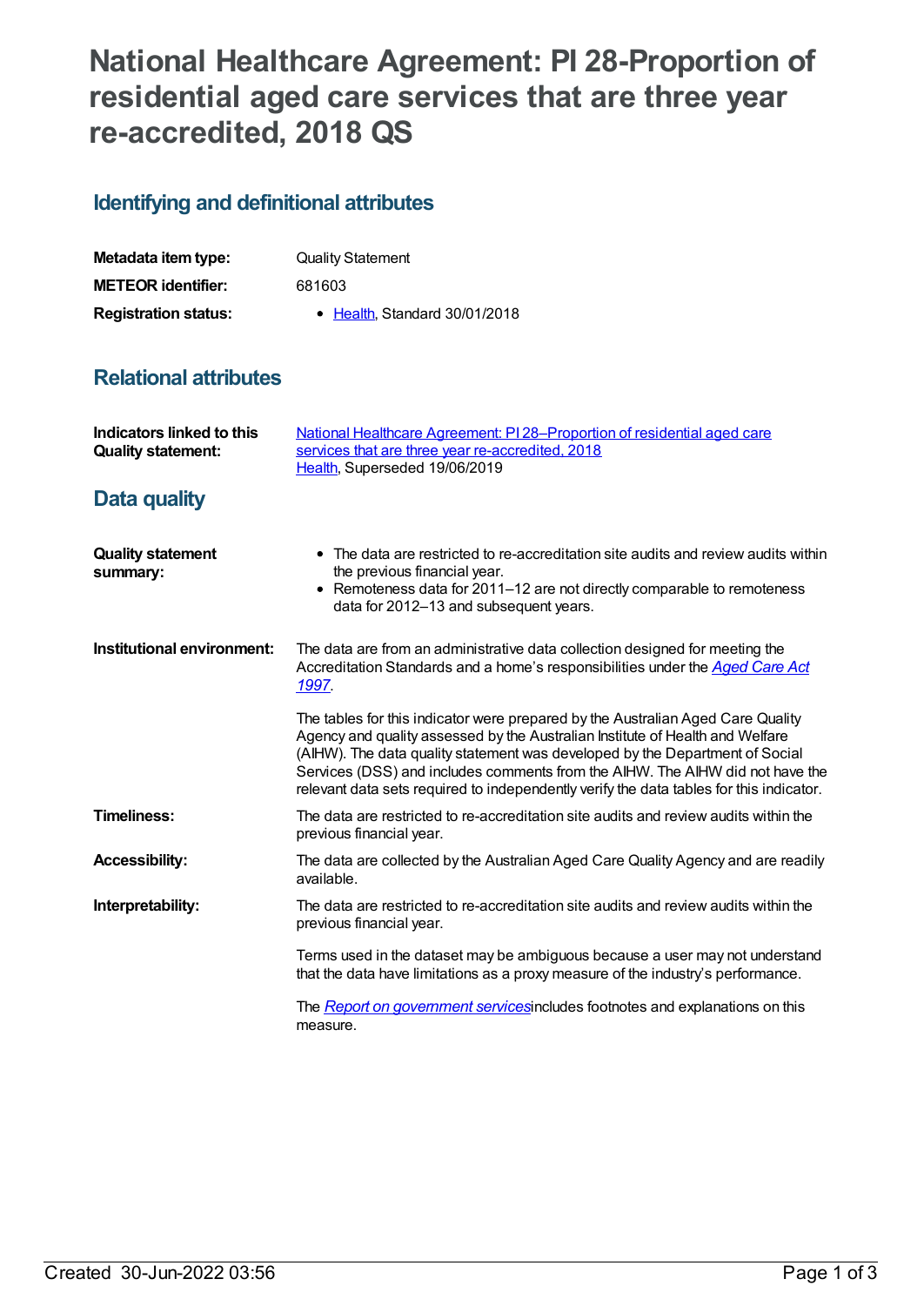# National Healthcare Agreement: PI 28-Proportion of residential aged care services that are three year re-accredited, 2018 QS

## Identifying and definitional attributes

| | |
|---|---|
| **Metadata item type:** | Quality Statement |
| **METEOR identifier:** | 681603 |
| **Registration status:** | • Health, Standard 30/01/2018 |

## Relational attributes

| | |
|---|---|
| **Indicators linked to this Quality statement:** | National Healthcare Agreement: PI 28–Proportion of residential aged care services that are three year re-accredited, 2018<br>Health, Superseded 19/06/2019 |

## Data quality

**Quality statement summary:**

- The data are restricted to re-accreditation site audits and review audits within the previous financial year.
- Remoteness data for 2011–12 are not directly comparable to remoteness data for 2012–13 and subsequent years.

**Institutional environment:**

The data are from an administrative data collection designed for meeting the Accreditation Standards and a home's responsibilities under the *Aged Care Act 1997*.

The tables for this indicator were prepared by the Australian Aged Care Quality Agency and quality assessed by the Australian Institute of Health and Welfare (AIHW). The data quality statement was developed by the Department of Social Services (DSS) and includes comments from the AIHW. The AIHW did not have the relevant data sets required to independently verify the data tables for this indicator.

**Timeliness:**

The data are restricted to re-accreditation site audits and review audits within the previous financial year.

**Accessibility:**

The data are collected by the Australian Aged Care Quality Agency and are readily available.

**Interpretability:**

The data are restricted to re-accreditation site audits and review audits within the previous financial year.

Terms used in the dataset may be ambiguous because a user may not understand that the data have limitations as a proxy measure of the industry's performance.

The *Report on government services* includes footnotes and explanations on this measure.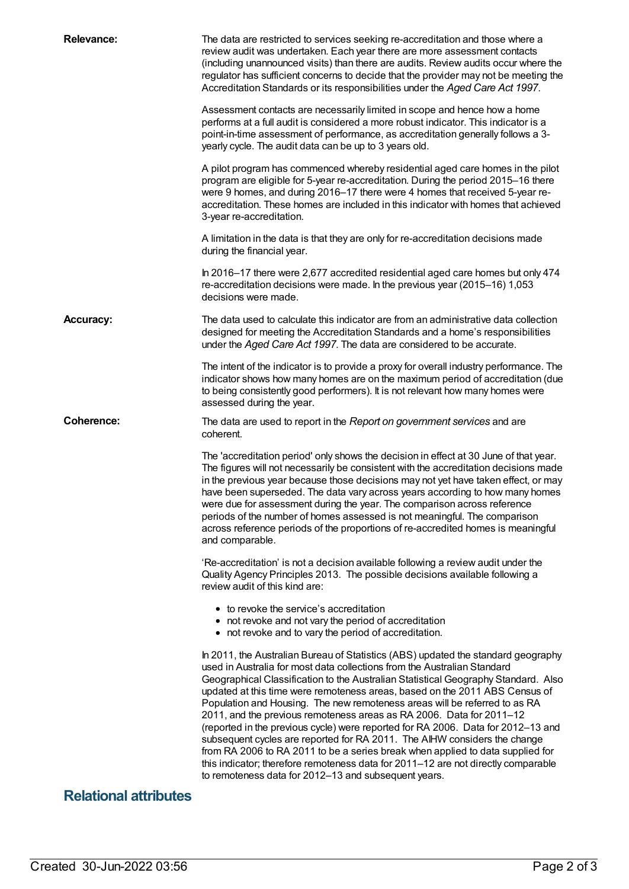**Relevance:**

The data are restricted to services seeking re-accreditation and those where a review audit was undertaken. Each year there are more assessment contacts (including unannounced visits) than there are audits. Review audits occur where the regulator has sufficient concerns to decide that the provider may not be meeting the Accreditation Standards or its responsibilities under the *Aged Care Act 1997*.

Assessment contacts are necessarily limited in scope and hence how a home performs at a full audit is considered a more robust indicator. This indicator is a point-in-time assessment of performance, as accreditation generally follows a 3-yearly cycle. The audit data can be up to 3 years old.

A pilot program has commenced whereby residential aged care homes in the pilot program are eligible for 5-year re-accreditation. During the period 2015–16 there were 9 homes, and during 2016–17 there were 4 homes that received 5-year re-accreditation. These homes are included in this indicator with homes that achieved 3-year re-accreditation.

A limitation in the data is that they are only for re-accreditation decisions made during the financial year.

In 2016–17 there were 2,677 accredited residential aged care homes but only 474 re-accreditation decisions were made. In the previous year (2015–16) 1,053 decisions were made.

**Accuracy:**

The data used to calculate this indicator are from an administrative data collection designed for meeting the Accreditation Standards and a home's responsibilities under the *Aged Care Act 1997*. The data are considered to be accurate.

The intent of the indicator is to provide a proxy for overall industry performance. The indicator shows how many homes are on the maximum period of accreditation (due to being consistently good performers). It is not relevant how many homes were assessed during the year.

**Coherence:**

The data are used to report in the *Report on government services* and are coherent.

The 'accreditation period' only shows the decision in effect at 30 June of that year. The figures will not necessarily be consistent with the accreditation decisions made in the previous year because those decisions may not yet have taken effect, or may have been superseded. The data vary across years according to how many homes were due for assessment during the year. The comparison across reference periods of the number of homes assessed is not meaningful. The comparison across reference periods of the proportions of re-accredited homes is meaningful and comparable.

'Re-accreditation' is not a decision available following a review audit under the Quality Agency Principles 2013. The possible decisions available following a review audit of this kind are:

- to revoke the service's accreditation
- not revoke and not vary the period of accreditation
- not revoke and to vary the period of accreditation.

In 2011, the Australian Bureau of Statistics (ABS) updated the standard geography used in Australia for most data collections from the Australian Standard Geographical Classification to the Australian Statistical Geography Standard. Also updated at this time were remoteness areas, based on the 2011 ABS Census of Population and Housing. The new remoteness areas will be referred to as RA 2011, and the previous remoteness areas as RA 2006. Data for 2011–12 (reported in the previous cycle) were reported for RA 2006. Data for 2012–13 and subsequent cycles are reported for RA 2011. The AIHW considers the change from RA 2006 to RA 2011 to be a series break when applied to data supplied for this indicator; therefore remoteness data for 2011–12 are not directly comparable to remoteness data for 2012–13 and subsequent years.

## Relational attributes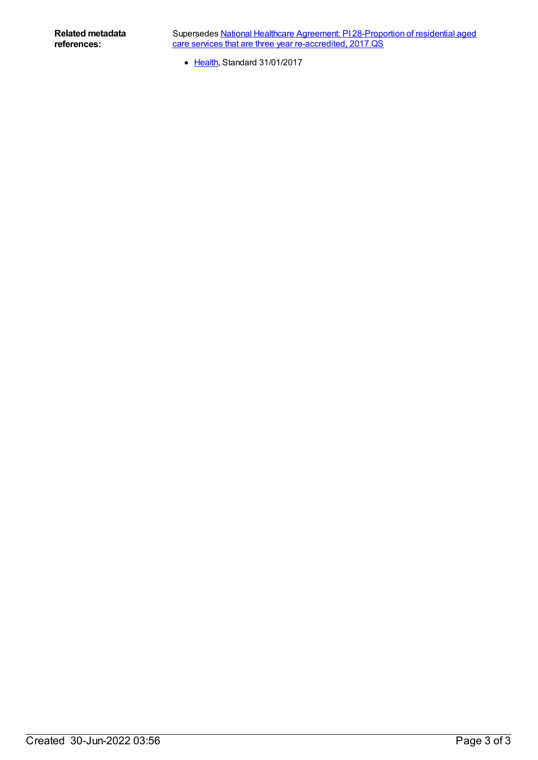**Related metadata references:**

Supersedes National Healthcare Agreement: PI 28-Proportion of residential aged care services that are three year re-accredited, 2017 QS

- Health, Standard 31/01/2017